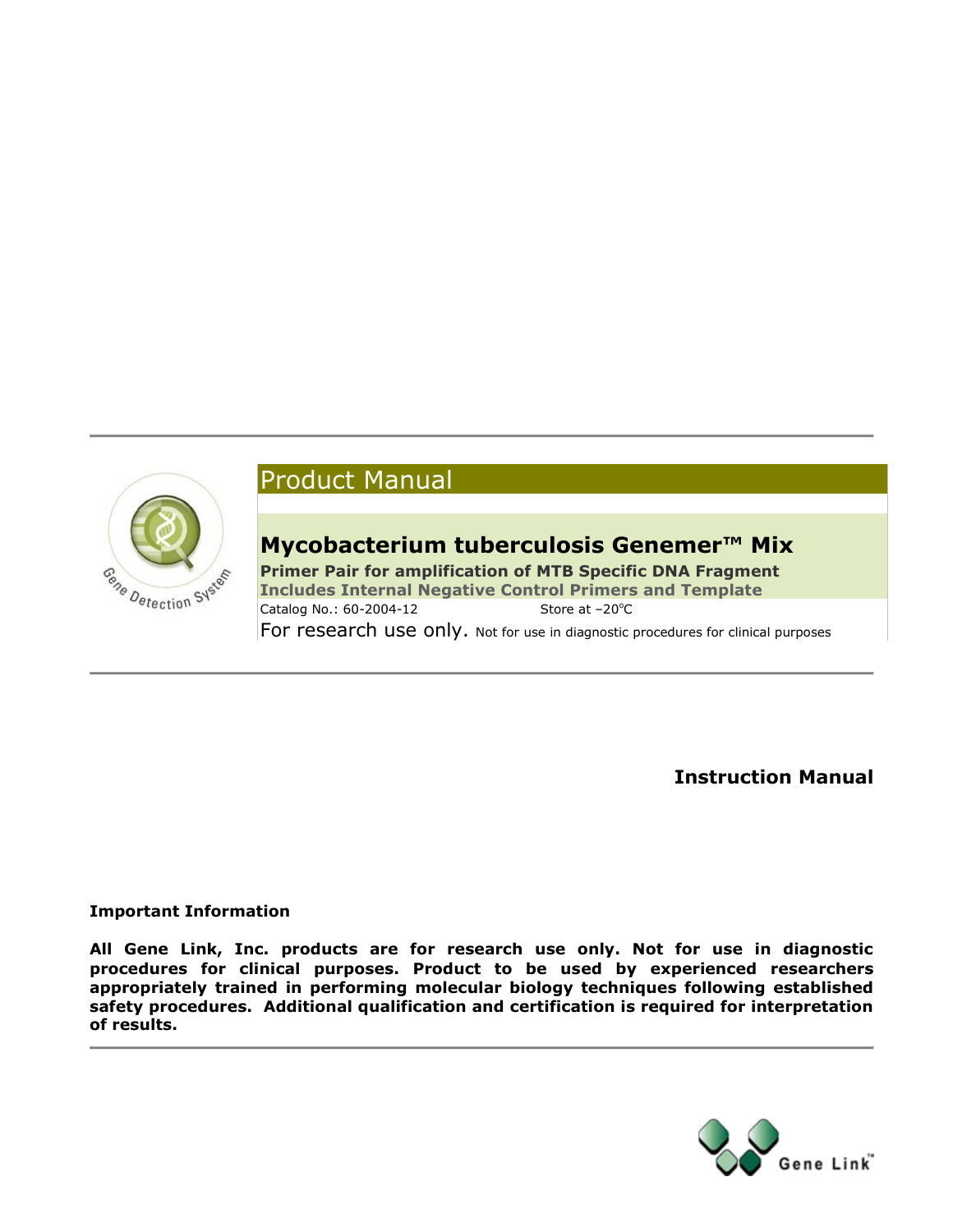# Product Manual

## Mycobacterium tuberculosis Genemer™ Mix

**Primer Pair for amplification of MTB Specific DNA Fragment**

**Includes Internal Negative Control Primers and Template**

Catalog No.: 60-2004-12 Store at –20°C

For research use only. Not for use in diagnostic procedures for clinical purposes

**Instruction Manual**

**Important Information**

**All Gene Link, Inc. products are for research use only. Not for use in diagnostic procedures for clinical purposes. Product to be used by experienced researchers appropriately trained in performing molecular biology techniques following established safety procedures. Additional qualification and certification is required for interpretation of results.**

Gene Link™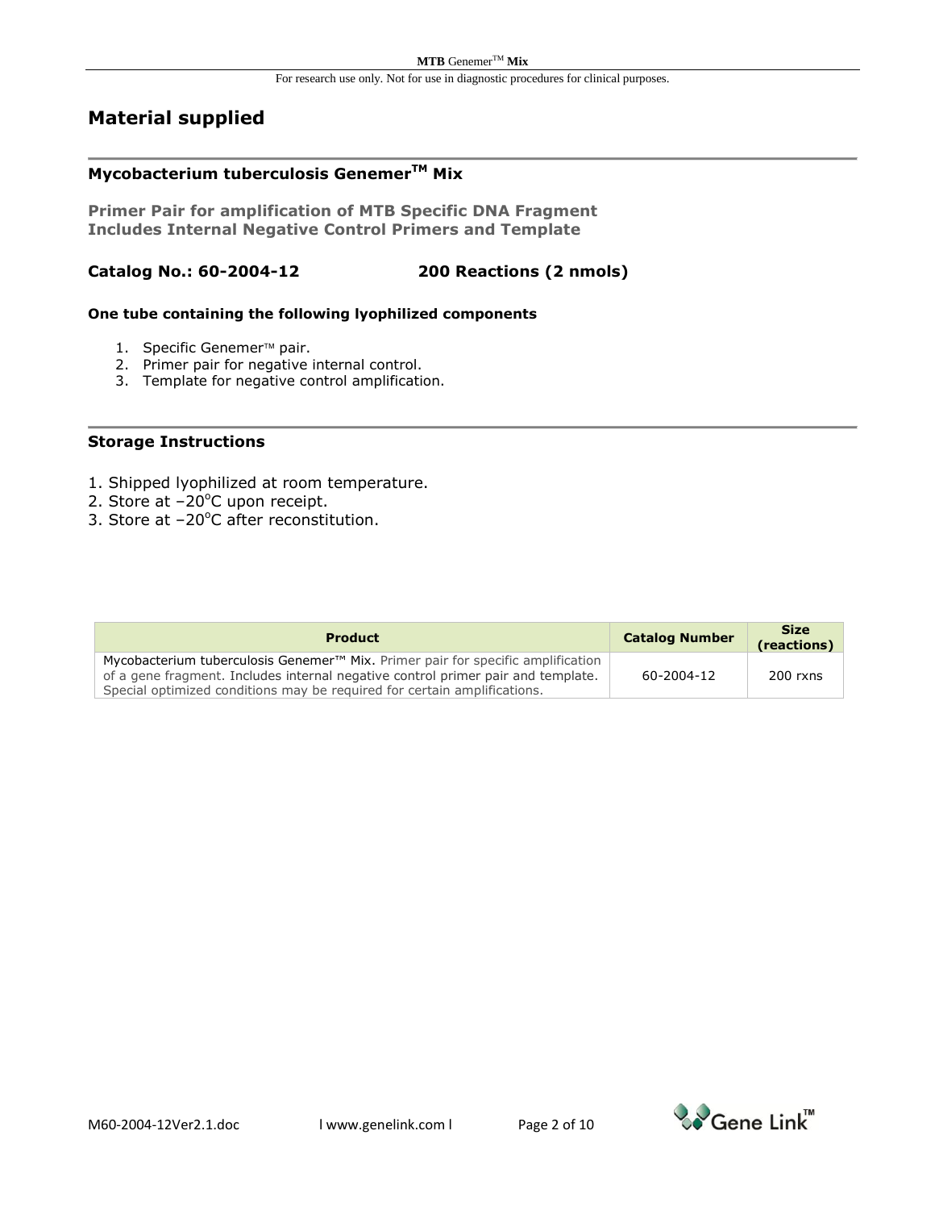# Material supplied

## Mycobacterium tuberculosis Genemer™ Mix

**Primer Pair for amplification of MTB Specific DNA Fragment**
**Includes Internal Negative Control Primers and Template**

**Catalog No.: 60-2004-12** **200 Reactions (2 nmols)**

**One tube containing the following lyophilized components**

1. Specific Genemer™ pair.
2. Primer pair for negative internal control.
3. Template for negative control amplification.

## Storage Instructions

1. Shipped lyophilized at room temperature.
2. Store at –20°C upon receipt.
3. Store at –20°C after reconstitution.

| Product | Catalog Number | Size (reactions) |
|---|---|---|
| Mycobacterium tuberculosis Genemer™ Mix. Primer pair for specific amplification of a gene fragment. Includes internal negative control primer pair and template. Special optimized conditions may be required for certain amplifications. | 60-2004-12 | 200 rxns |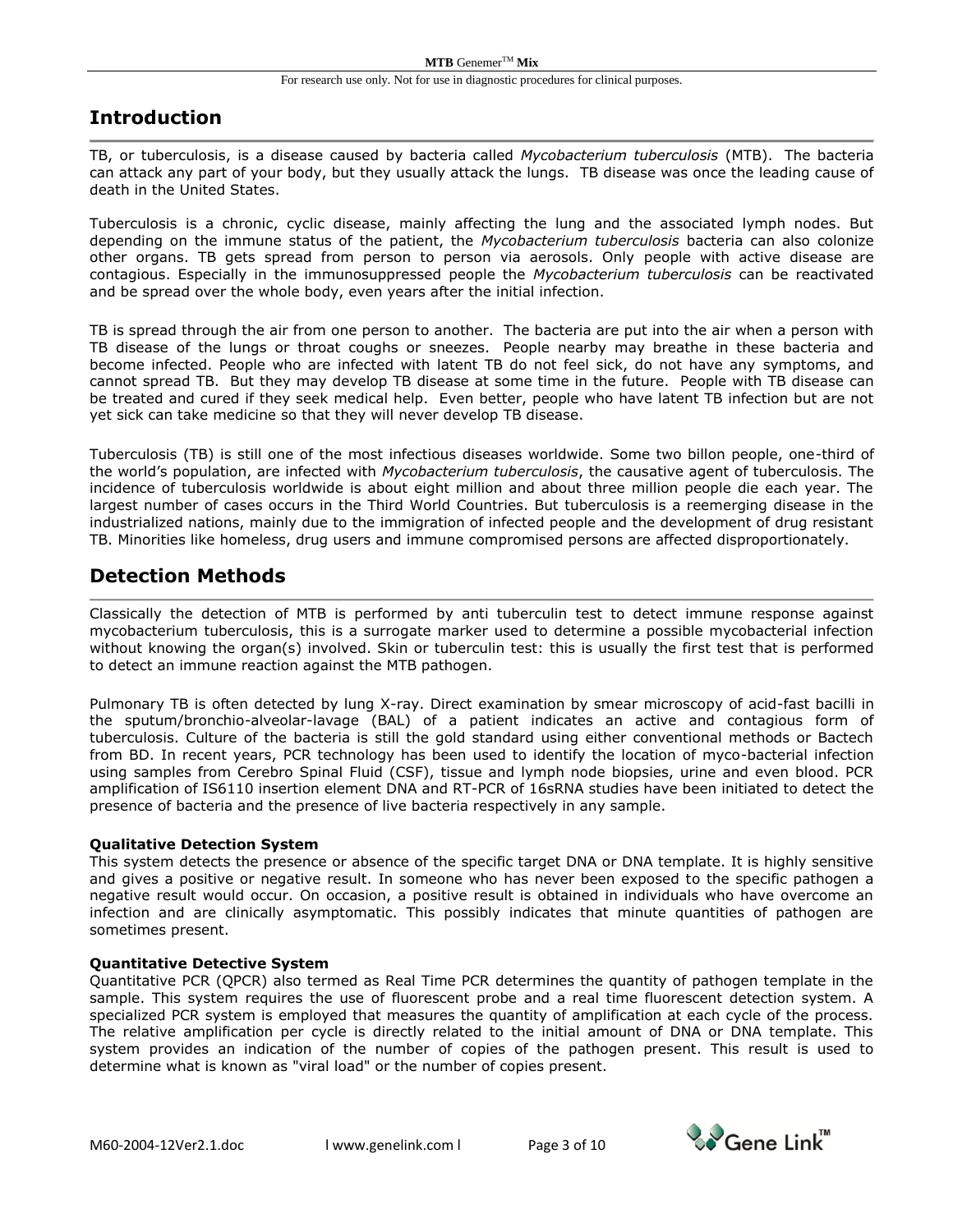## Introduction

TB, or tuberculosis, is a disease caused by bacteria called *Mycobacterium tuberculosis* (MTB). The bacteria can attack any part of your body, but they usually attack the lungs. TB disease was once the leading cause of death in the United States.

Tuberculosis is a chronic, cyclic disease, mainly affecting the lung and the associated lymph nodes. But depending on the immune status of the patient, the *Mycobacterium tuberculosis* bacteria can also colonize other organs. TB gets spread from person to person via aerosols. Only people with active disease are contagious. Especially in the immunosuppressed people the *Mycobacterium tuberculosis* can be reactivated and be spread over the whole body, even years after the initial infection.

TB is spread through the air from one person to another. The bacteria are put into the air when a person with TB disease of the lungs or throat coughs or sneezes. People nearby may breathe in these bacteria and become infected. People who are infected with latent TB do not feel sick, do not have any symptoms, and cannot spread TB. But they may develop TB disease at some time in the future. People with TB disease can be treated and cured if they seek medical help. Even better, people who have latent TB infection but are not yet sick can take medicine so that they will never develop TB disease.

Tuberculosis (TB) is still one of the most infectious diseases worldwide. Some two billon people, one-third of the world's population, are infected with *Mycobacterium tuberculosis*, the causative agent of tuberculosis. The incidence of tuberculosis worldwide is about eight million and about three million people die each year. The largest number of cases occurs in the Third World Countries. But tuberculosis is a reemerging disease in the industrialized nations, mainly due to the immigration of infected people and the development of drug resistant TB. Minorities like homeless, drug users and immune compromised persons are affected disproportionately.

## Detection Methods

Classically the detection of MTB is performed by anti tuberculin test to detect immune response against mycobacterium tuberculosis, this is a surrogate marker used to determine a possible mycobacterial infection without knowing the organ(s) involved. Skin or tuberculin test: this is usually the first test that is performed to detect an immune reaction against the MTB pathogen.

Pulmonary TB is often detected by lung X-ray. Direct examination by smear microscopy of acid-fast bacilli in the sputum/bronchio-alveolar-lavage (BAL) of a patient indicates an active and contagious form of tuberculosis. Culture of the bacteria is still the gold standard using either conventional methods or Bactech from BD. In recent years, PCR technology has been used to identify the location of myco-bacterial infection using samples from Cerebro Spinal Fluid (CSF), tissue and lymph node biopsies, urine and even blood. PCR amplification of IS6110 insertion element DNA and RT-PCR of 16sRNA studies have been initiated to detect the presence of bacteria and the presence of live bacteria respectively in any sample.

**Qualitative Detection System**

This system detects the presence or absence of the specific target DNA or DNA template. It is highly sensitive and gives a positive or negative result. In someone who has never been exposed to the specific pathogen a negative result would occur. On occasion, a positive result is obtained in individuals who have overcome an infection and are clinically asymptomatic. This possibly indicates that minute quantities of pathogen are sometimes present.

**Quantitative Detective System**

Quantitative PCR (QPCR) also termed as Real Time PCR determines the quantity of pathogen template in the sample. This system requires the use of fluorescent probe and a real time fluorescent detection system. A specialized PCR system is employed that measures the quantity of amplification at each cycle of the process. The relative amplification per cycle is directly related to the initial amount of DNA or DNA template. This system provides an indication of the number of copies of the pathogen present. This result is used to determine what is known as "viral load" or the number of copies present.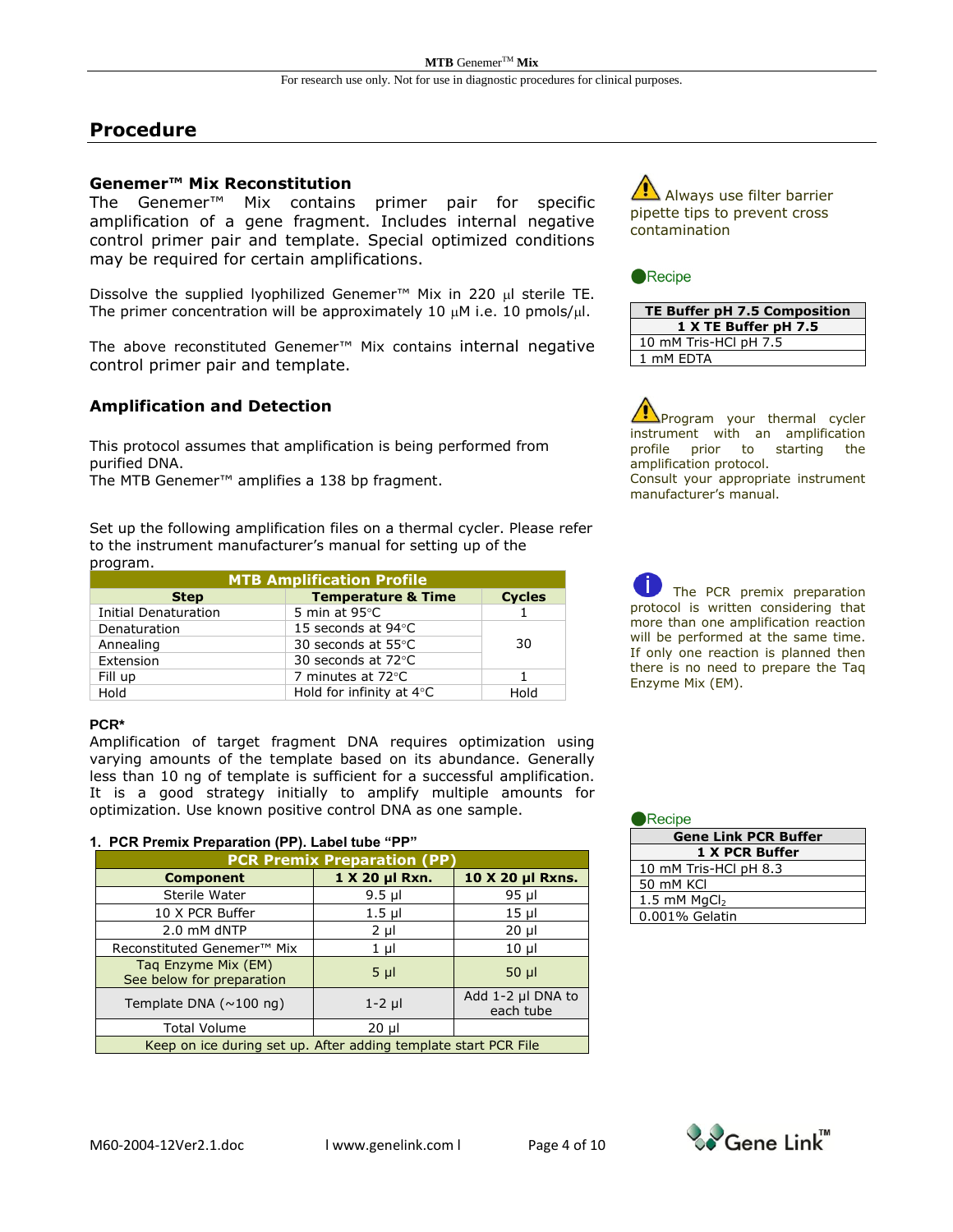## Procedure

### Genemer™ Mix Reconstitution

The Genemer™ Mix contains primer pair for specific amplification of a gene fragment. Includes internal negative control primer pair and template. Special optimized conditions may be required for certain amplifications.

Dissolve the supplied lyophilized Genemer™ Mix in 220 µl sterile TE. The primer concentration will be approximately 10 µM i.e. 10 pmols/µl.

The above reconstituted Genemer™ Mix contains internal negative control primer pair and template.

Always use filter barrier pipette tips to prevent cross contamination

Recipe

| TE Buffer pH 7.5 Composition |
|---|
| **1 X TE Buffer pH 7.5** |
| 10 mM Tris-HCl pH 7.5 |
| 1 mM EDTA |

### Amplification and Detection

This protocol assumes that amplification is being performed from purified DNA.
The MTB Genemer™ amplifies a 138 bp fragment.

Program your thermal cycler instrument with an amplification profile prior to starting the amplification protocol.
Consult your appropriate instrument manufacturer's manual.

Set up the following amplification files on a thermal cycler. Please refer to the instrument manufacturer's manual for setting up of the program.

| MTB Amplification Profile | | |
|---|---|---|
| **Step** | **Temperature & Time** | **Cycles** |
| Initial Denaturation | 5 min at 95°C | 1 |
| Denaturation | 15 seconds at 94°C | 30 |
| Annealing | 30 seconds at 55°C | |
| Extension | 30 seconds at 72°C | |
| Fill up | 7 minutes at 72°C | 1 |
| Hold | Hold for infinity at 4°C | Hold |

The PCR premix preparation protocol is written considering that more than one amplification reaction will be performed at the same time. If only one reaction is planned then there is no need to prepare the Taq Enzyme Mix (EM).

**PCR***

Amplification of target fragment DNA requires optimization using varying amounts of the template based on its abundance. Generally less than 10 ng of template is sufficient for a successful amplification. It is a good strategy initially to amplify multiple amounts for optimization. Use known positive control DNA as one sample.

**1. PCR Premix Preparation (PP). Label tube "PP"**

| PCR Premix Preparation (PP) | | |
|---|---|---|
| **Component** | **1 X 20 µl Rxn.** | **10 X 20 µl Rxns.** |
| Sterile Water | 9.5 µl | 95 µl |
| 10 X PCR Buffer | 1.5 µl | 15 µl |
| 2.0 mM dNTP | 2 µl | 20 µl |
| Reconstituted Genemer™ Mix | 1 µl | 10 µl |
| Taq Enzyme Mix (EM) See below for preparation | 5 µl | 50 µl |
| Template DNA (~100 ng) | 1-2 µl | Add 1-2 µl DNA to each tube |
| Total Volume | 20 µl | |
| Keep on ice during set up. After adding template start PCR File | | |

Recipe

| Gene Link PCR Buffer |
|---|
| **1 X PCR Buffer** |
| 10 mM Tris-HCl pH 8.3 |
| 50 mM KCl |
| 1.5 mM $MgCl_2$ |
| 0.001% Gelatin |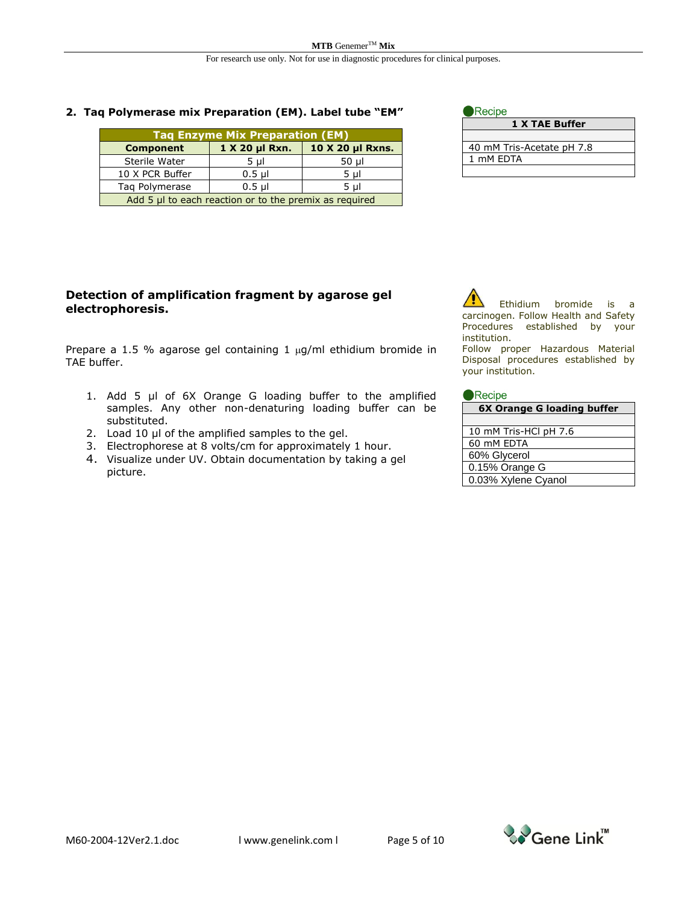## 2. Taq Polymerase mix Preparation (EM). Label tube "EM"

| Taq Enzyme Mix Preparation (EM) | | |
|---|---|---|
| **Component** | **1 X 20 µl Rxn.** | **10 X 20 µl Rxns.** |
| Sterile Water | 5 µl | 50 µl |
| 10 X PCR Buffer | 0.5 µl | 5 µl |
| Taq Polymerase | 0.5 µl | 5 µl |
| Add 5 µl to each reaction or to the premix as required | | |

Recipe

| 1 X TAE Buffer |
|---|
| |
| 40 mM Tris-Acetate pH 7.8 |
| 1 mM EDTA |
| |

## Detection of amplification fragment by agarose gel electrophoresis.

Prepare a 1.5 % agarose gel containing 1 µg/ml ethidium bromide in TAE buffer.

1. Add 5 µl of 6X Orange G loading buffer to the amplified samples. Any other non-denaturing loading buffer can be substituted.
2. Load 10 µl of the amplified samples to the gel.
3. Electrophorese at 8 volts/cm for approximately 1 hour.
4. Visualize under UV. Obtain documentation by taking a gel picture.

⚠ Ethidium bromide is a carcinogen. Follow Health and Safety Procedures established by your institution.
Follow proper Hazardous Material Disposal procedures established by your institution.

Recipe

| 6X Orange G loading buffer |
|---|
| |
| 10 mM Tris-HCl pH 7.6 |
| 60 mM EDTA |
| 60% Glycerol |
| 0.15% Orange G |
| 0.03% Xylene Cyanol |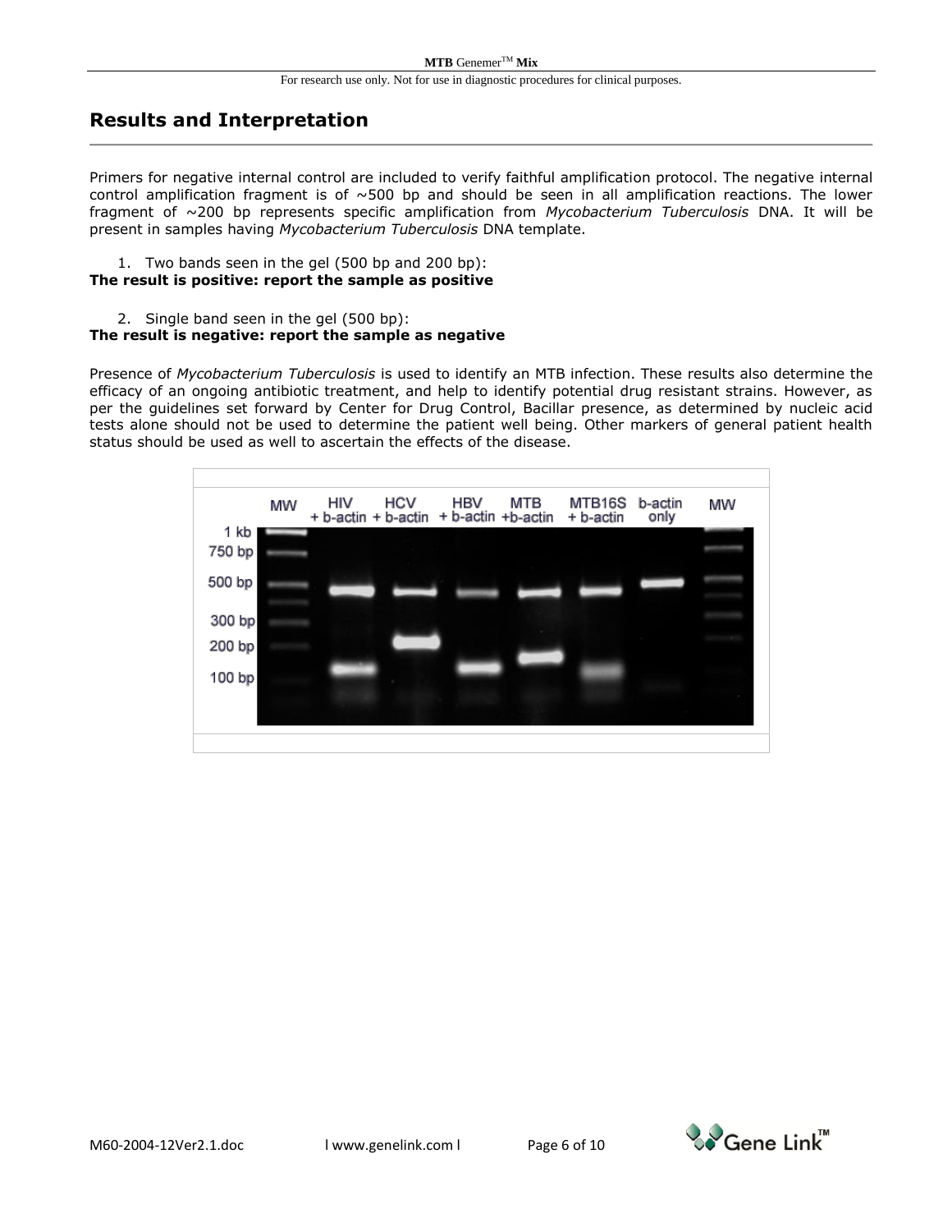## Results and Interpretation

Primers for negative internal control are included to verify faithful amplification protocol. The negative internal control amplification fragment is of ~500 bp and should be seen in all amplification reactions. The lower fragment of ~200 bp represents specific amplification from *Mycobacterium Tuberculosis* DNA. It will be present in samples having *Mycobacterium Tuberculosis* DNA template.

1. Two bands seen in the gel (500 bp and 200 bp):

**The result is positive: report the sample as positive**

2. Single band seen in the gel (500 bp):

**The result is negative: report the sample as negative**

Presence of *Mycobacterium Tuberculosis* is used to identify an MTB infection. These results also determine the efficacy of an ongoing antibiotic treatment, and help to identify potential drug resistant strains. However, as per the guidelines set forward by Center for Drug Control, Bacillar presence, as determined by nucleic acid tests alone should not be used to determine the patient well being. Other markers of general patient health status should be used as well to ascertain the effects of the disease.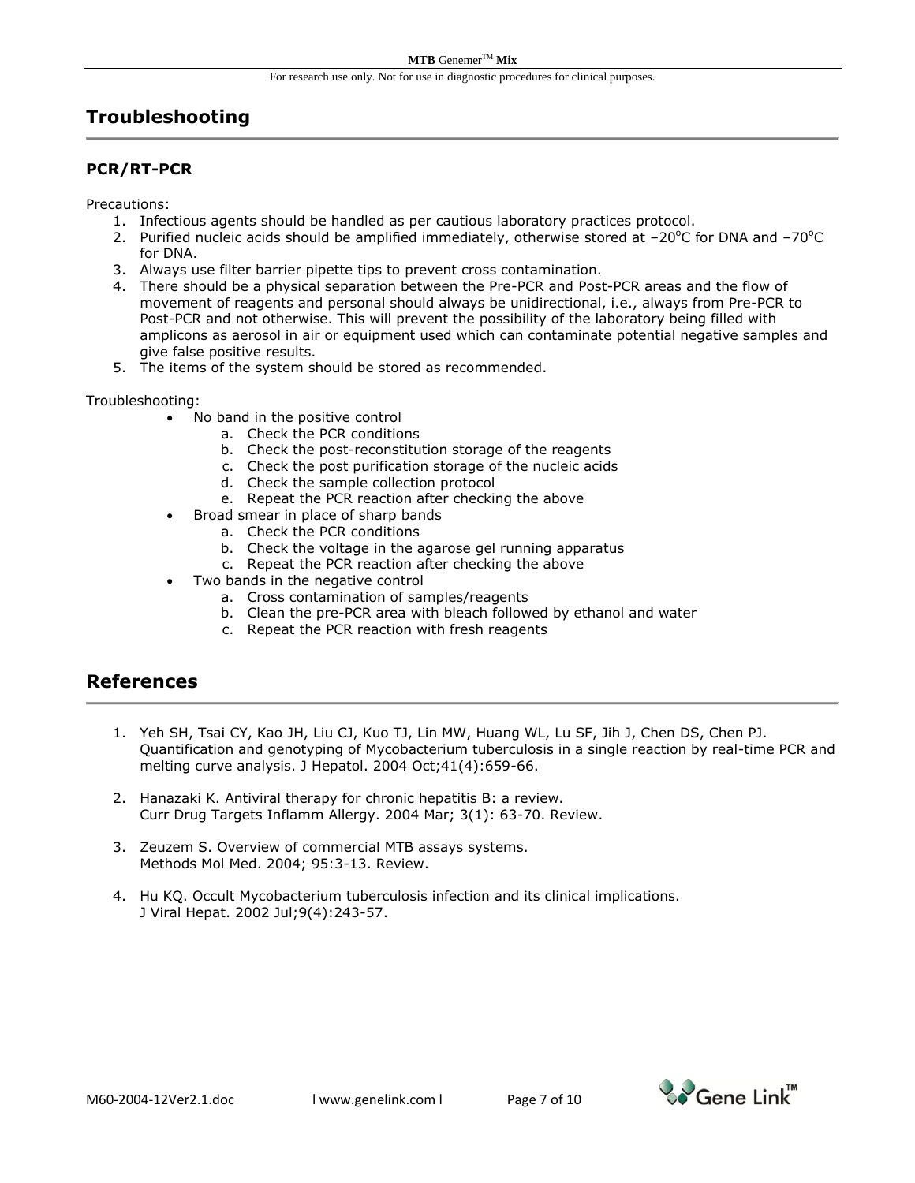## Troubleshooting

### PCR/RT-PCR

Precautions:

1. Infectious agents should be handled as per cautious laboratory practices protocol.
2. Purified nucleic acids should be amplified immediately, otherwise stored at –20°C for DNA and –70°C for DNA.
3. Always use filter barrier pipette tips to prevent cross contamination.
4. There should be a physical separation between the Pre-PCR and Post-PCR areas and the flow of movement of reagents and personal should always be unidirectional, i.e., always from Pre-PCR to Post-PCR and not otherwise. This will prevent the possibility of the laboratory being filled with amplicons as aerosol in air or equipment used which can contaminate potential negative samples and give false positive results.
5. The items of the system should be stored as recommended.

Troubleshooting:

- No band in the positive control
  - a. Check the PCR conditions
  - b. Check the post-reconstitution storage of the reagents
  - c. Check the post purification storage of the nucleic acids
  - d. Check the sample collection protocol
  - e. Repeat the PCR reaction after checking the above
- Broad smear in place of sharp bands
  - a. Check the PCR conditions
  - b. Check the voltage in the agarose gel running apparatus
  - c. Repeat the PCR reaction after checking the above
- Two bands in the negative control
  - a. Cross contamination of samples/reagents
  - b. Clean the pre-PCR area with bleach followed by ethanol and water
  - c. Repeat the PCR reaction with fresh reagents

## References

1. Yeh SH, Tsai CY, Kao JH, Liu CJ, Kuo TJ, Lin MW, Huang WL, Lu SF, Jih J, Chen DS, Chen PJ. Quantification and genotyping of Mycobacterium tuberculosis in a single reaction by real-time PCR and melting curve analysis. J Hepatol. 2004 Oct;41(4):659-66.

2. Hanazaki K. Antiviral therapy for chronic hepatitis B: a review. Curr Drug Targets Inflamm Allergy. 2004 Mar; 3(1): 63-70. Review.

3. Zeuzem S. Overview of commercial MTB assays systems. Methods Mol Med. 2004; 95:3-13. Review.

4. Hu KQ. Occult Mycobacterium tuberculosis infection and its clinical implications. J Viral Hepat. 2002 Jul;9(4):243-57.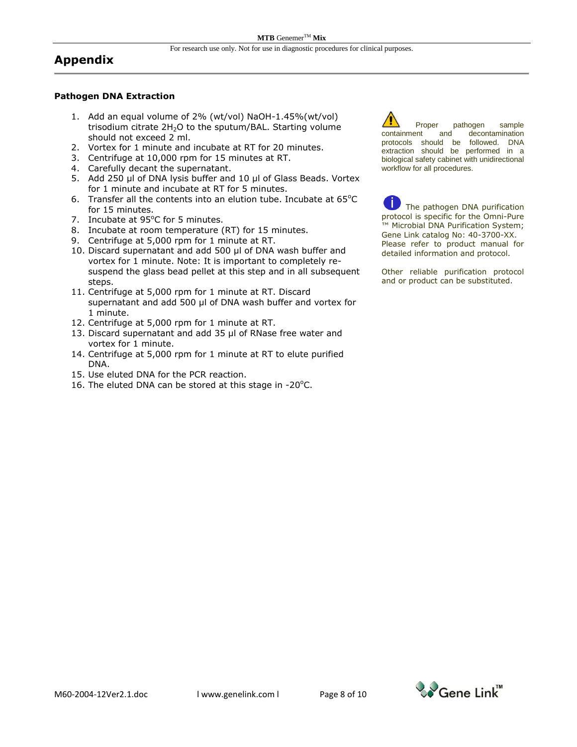# Appendix

### Pathogen DNA Extraction

1. Add an equal volume of 2% (wt/vol) NaOH-1.45%(wt/vol) trisodium citrate $2H_2O$ to the sputum/BAL. Starting volume should not exceed 2 ml.
2. Vortex for 1 minute and incubate at RT for 20 minutes.
3. Centrifuge at 10,000 rpm for 15 minutes at RT.
4. Carefully decant the supernatant.
5. Add 250 µl of DNA lysis buffer and 10 µl of Glass Beads. Vortex for 1 minute and incubate at RT for 5 minutes.
6. Transfer all the contents into an elution tube. Incubate at 65°C for 15 minutes.
7. Incubate at 95°C for 5 minutes.
8. Incubate at room temperature (RT) for 15 minutes.
9. Centrifuge at 5,000 rpm for 1 minute at RT.
10. Discard supernatant and add 500 µl of DNA wash buffer and vortex for 1 minute. Note: It is important to completely re-suspend the glass bead pellet at this step and in all subsequent steps.
11. Centrifuge at 5,000 rpm for 1 minute at RT. Discard supernatant and add 500 µl of DNA wash buffer and vortex for 1 minute.
12. Centrifuge at 5,000 rpm for 1 minute at RT.
13. Discard supernatant and add 35 µl of RNase free water and vortex for 1 minute.
14. Centrifuge at 5,000 rpm for 1 minute at RT to elute purified DNA.
15. Use eluted DNA for the PCR reaction.
16. The eluted DNA can be stored at this stage in -20°C.

Proper pathogen sample containment and decontamination protocols should be followed. DNA extraction should be performed in a biological safety cabinet with unidirectional workflow for all procedures.

The pathogen DNA purification protocol is specific for the Omni-Pure ™ Microbial DNA Purification System; Gene Link catalog No: 40-3700-XX. Please refer to product manual for detailed information and protocol.

Other reliable purification protocol and or product can be substituted.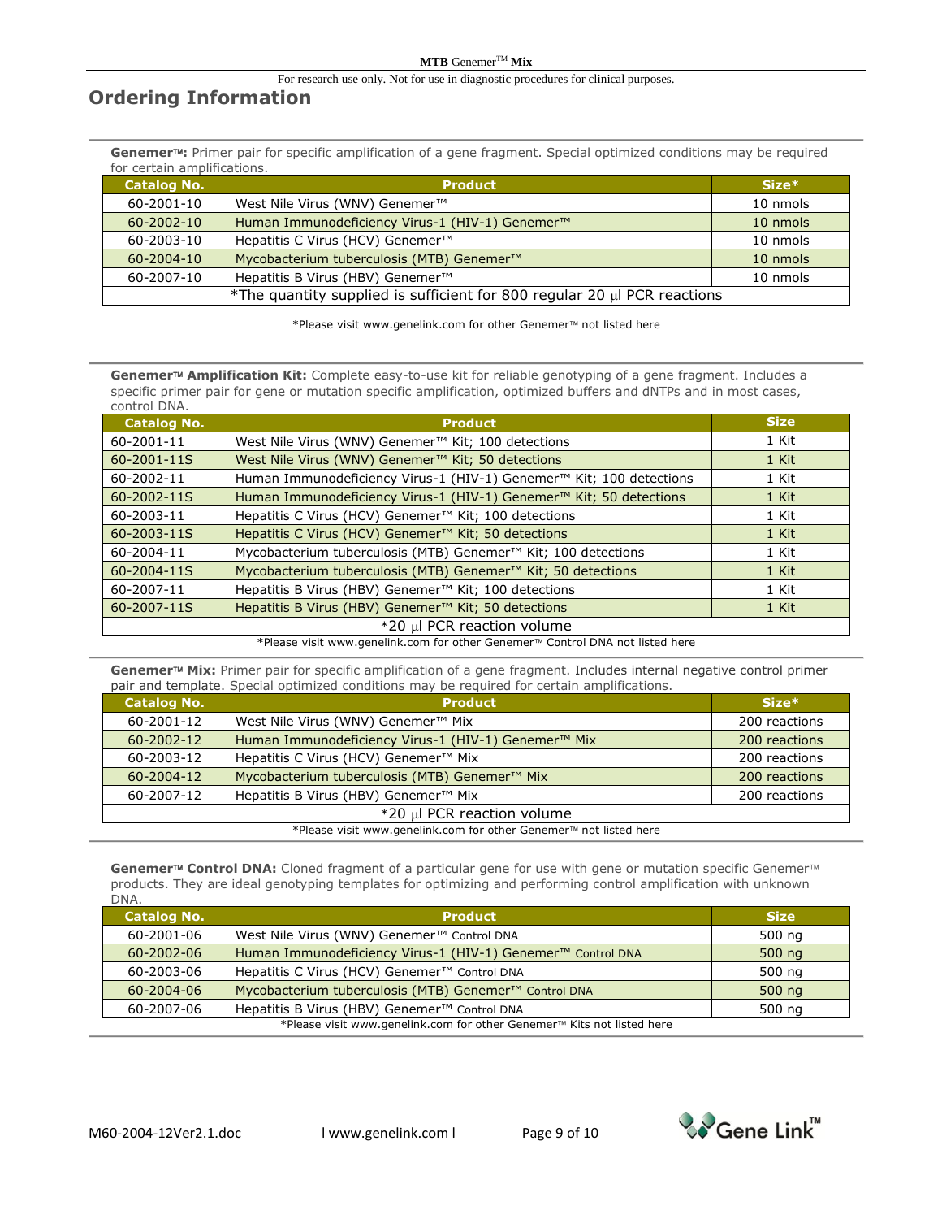## Ordering Information

**Genemer™:** Primer pair for specific amplification of a gene fragment. Special optimized conditions may be required for certain amplifications.

| Catalog No. | Product | Size* |
|---|---|---|
| 60-2001-10 | West Nile Virus (WNV) Genemer™ | 10 nmols |
| 60-2002-10 | Human Immunodeficiency Virus-1 (HIV-1) Genemer™ | 10 nmols |
| 60-2003-10 | Hepatitis C Virus (HCV) Genemer™ | 10 nmols |
| 60-2004-10 | Mycobacterium tuberculosis (MTB) Genemer™ | 10 nmols |
| 60-2007-10 | Hepatitis B Virus (HBV) Genemer™ | 10 nmols |
| *The quantity supplied is sufficient for 800 regular 20 µl PCR reactions | | |

*Please visit www.genelink.com for other Genemer™ not listed here

**Genemer™ Amplification Kit:** Complete easy-to-use kit for reliable genotyping of a gene fragment. Includes a specific primer pair for gene or mutation specific amplification, optimized buffers and dNTPs and in most cases, control DNA.

| Catalog No. | Product | Size |
|---|---|---|
| 60-2001-11 | West Nile Virus (WNV) Genemer™ Kit; 100 detections | 1 Kit |
| 60-2001-11S | West Nile Virus (WNV) Genemer™ Kit; 50 detections | 1 Kit |
| 60-2002-11 | Human Immunodeficiency Virus-1 (HIV-1) Genemer™ Kit; 100 detections | 1 Kit |
| 60-2002-11S | Human Immunodeficiency Virus-1 (HIV-1) Genemer™ Kit; 50 detections | 1 Kit |
| 60-2003-11 | Hepatitis C Virus (HCV) Genemer™ Kit; 100 detections | 1 Kit |
| 60-2003-11S | Hepatitis C Virus (HCV) Genemer™ Kit; 50 detections | 1 Kit |
| 60-2004-11 | Mycobacterium tuberculosis (MTB) Genemer™ Kit; 100 detections | 1 Kit |
| 60-2004-11S | Mycobacterium tuberculosis (MTB) Genemer™ Kit; 50 detections | 1 Kit |
| 60-2007-11 | Hepatitis B Virus (HBV) Genemer™ Kit; 100 detections | 1 Kit |
| 60-2007-11S | Hepatitis B Virus (HBV) Genemer™ Kit; 50 detections | 1 Kit |
| *20 µl PCR reaction volume | | |

*Please visit www.genelink.com for other Genemer™ Control DNA not listed here

**Genemer™ Mix:** Primer pair for specific amplification of a gene fragment. Includes internal negative control primer pair and template. Special optimized conditions may be required for certain amplifications.

| Catalog No. | Product | Size* |
|---|---|---|
| 60-2001-12 | West Nile Virus (WNV) Genemer™ Mix | 200 reactions |
| 60-2002-12 | Human Immunodeficiency Virus-1 (HIV-1) Genemer™ Mix | 200 reactions |
| 60-2003-12 | Hepatitis C Virus (HCV) Genemer™ Mix | 200 reactions |
| 60-2004-12 | Mycobacterium tuberculosis (MTB) Genemer™ Mix | 200 reactions |
| 60-2007-12 | Hepatitis B Virus (HBV) Genemer™ Mix | 200 reactions |
| *20 µl PCR reaction volume | | |

*Please visit www.genelink.com for other Genemer™ not listed here

**Genemer™ Control DNA:** Cloned fragment of a particular gene for use with gene or mutation specific Genemer™ products. They are ideal genotyping templates for optimizing and performing control amplification with unknown DNA.

| Catalog No. | Product | Size |
|---|---|---|
| 60-2001-06 | West Nile Virus (WNV) Genemer™ Control DNA | 500 ng |
| 60-2002-06 | Human Immunodeficiency Virus-1 (HIV-1) Genemer™ Control DNA | 500 ng |
| 60-2003-06 | Hepatitis C Virus (HCV) Genemer™ Control DNA | 500 ng |
| 60-2004-06 | Mycobacterium tuberculosis (MTB) Genemer™ Control DNA | 500 ng |
| 60-2007-06 | Hepatitis B Virus (HBV) Genemer™ Control DNA | 500 ng |

*Please visit www.genelink.com for other Genemer™ Kits not listed here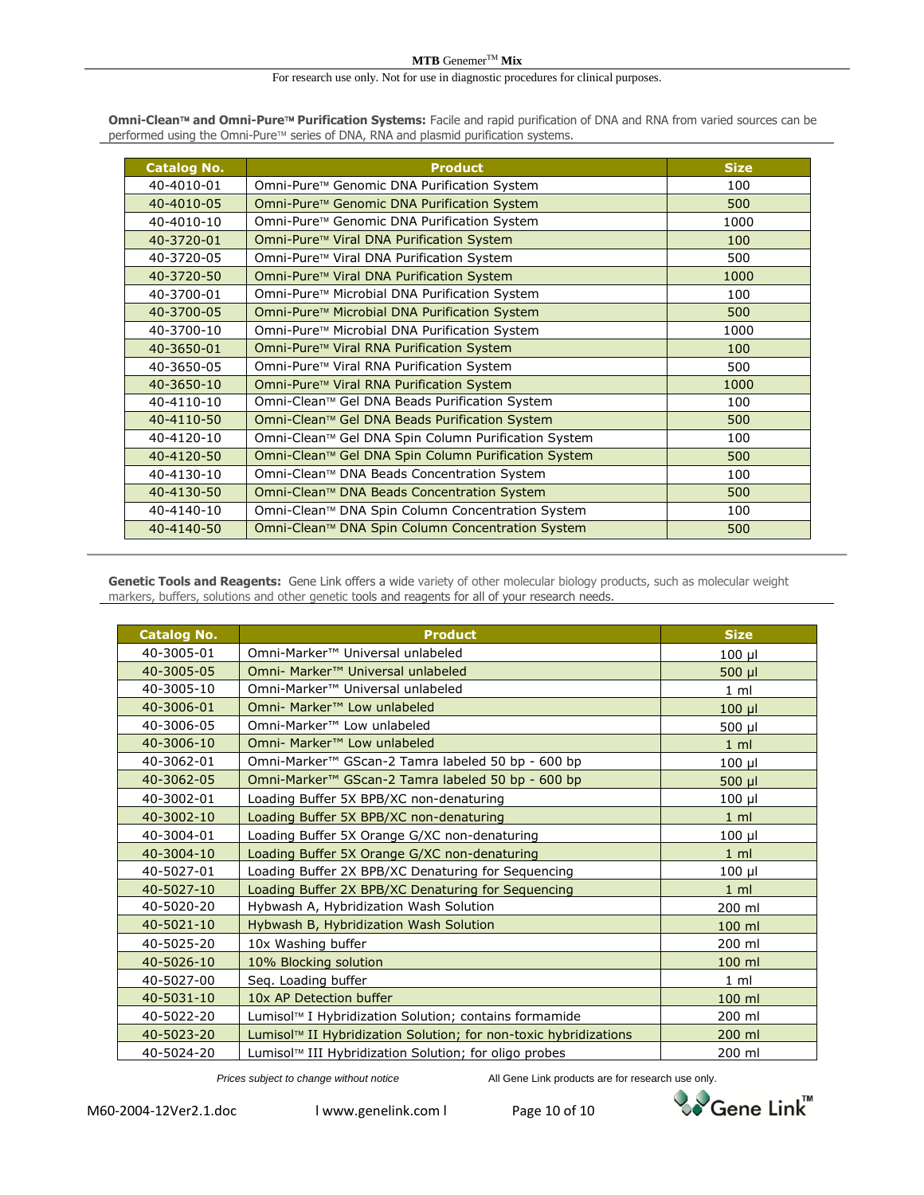**Omni-Clean™ and Omni-Pure™ Purification Systems:** Facile and rapid purification of DNA and RNA from varied sources can be performed using the Omni-Pure™ series of DNA, RNA and plasmid purification systems.

| Catalog No. | Product | Size |
|---|---|---|
| 40-4010-01 | Omni-Pure™ Genomic DNA Purification System | 100 |
| 40-4010-05 | Omni-Pure™ Genomic DNA Purification System | 500 |
| 40-4010-10 | Omni-Pure™ Genomic DNA Purification System | 1000 |
| 40-3720-01 | Omni-Pure™ Viral DNA Purification System | 100 |
| 40-3720-05 | Omni-Pure™ Viral DNA Purification System | 500 |
| 40-3720-50 | Omni-Pure™ Viral DNA Purification System | 1000 |
| 40-3700-01 | Omni-Pure™ Microbial DNA Purification System | 100 |
| 40-3700-05 | Omni-Pure™ Microbial DNA Purification System | 500 |
| 40-3700-10 | Omni-Pure™ Microbial DNA Purification System | 1000 |
| 40-3650-01 | Omni-Pure™ Viral RNA Purification System | 100 |
| 40-3650-05 | Omni-Pure™ Viral RNA Purification System | 500 |
| 40-3650-10 | Omni-Pure™ Viral RNA Purification System | 1000 |
| 40-4110-10 | Omni-Clean™ Gel DNA Beads Purification System | 100 |
| 40-4110-50 | Omni-Clean™ Gel DNA Beads Purification System | 500 |
| 40-4120-10 | Omni-Clean™ Gel DNA Spin Column Purification System | 100 |
| 40-4120-50 | Omni-Clean™ Gel DNA Spin Column Purification System | 500 |
| 40-4130-10 | Omni-Clean™ DNA Beads Concentration System | 100 |
| 40-4130-50 | Omni-Clean™ DNA Beads Concentration System | 500 |
| 40-4140-10 | Omni-Clean™ DNA Spin Column Concentration System | 100 |
| 40-4140-50 | Omni-Clean™ DNA Spin Column Concentration System | 500 |

**Genetic Tools and Reagents:** Gene Link offers a wide variety of other molecular biology products, such as molecular weight markers, buffers, solutions and other genetic tools and reagents for all of your research needs.

| Catalog No. | Product | Size |
|---|---|---|
| 40-3005-01 | Omni-Marker™ Universal unlabeled | 100 µl |
| 40-3005-05 | Omni- Marker™ Universal unlabeled | 500 µl |
| 40-3005-10 | Omni-Marker™ Universal unlabeled | 1 ml |
| 40-3006-01 | Omni- Marker™ Low unlabeled | 100 µl |
| 40-3006-05 | Omni-Marker™ Low unlabeled | 500 µl |
| 40-3006-10 | Omni- Marker™ Low unlabeled | 1 ml |
| 40-3062-01 | Omni-Marker™ GScan-2 Tamra labeled 50 bp - 600 bp | 100 µl |
| 40-3062-05 | Omni-Marker™ GScan-2 Tamra labeled 50 bp - 600 bp | 500 µl |
| 40-3002-01 | Loading Buffer 5X BPB/XC non-denaturing | 100 µl |
| 40-3002-10 | Loading Buffer 5X BPB/XC non-denaturing | 1 ml |
| 40-3004-01 | Loading Buffer 5X Orange G/XC non-denaturing | 100 µl |
| 40-3004-10 | Loading Buffer 5X Orange G/XC non-denaturing | 1 ml |
| 40-5027-01 | Loading Buffer 2X BPB/XC Denaturing for Sequencing | 100 µl |
| 40-5027-10 | Loading Buffer 2X BPB/XC Denaturing for Sequencing | 1 ml |
| 40-5020-20 | Hybwash A, Hybridization Wash Solution | 200 ml |
| 40-5021-10 | Hybwash B, Hybridization Wash Solution | 100 ml |
| 40-5025-20 | 10x Washing buffer | 200 ml |
| 40-5026-10 | 10% Blocking solution | 100 ml |
| 40-5027-00 | Seq. Loading buffer | 1 ml |
| 40-5031-10 | 10x AP Detection buffer | 100 ml |
| 40-5022-20 | Lumisol™ I Hybridization Solution; contains formamide | 200 ml |
| 40-5023-20 | Lumisol™ II Hybridization Solution; for non-toxic hybridizations | 200 ml |
| 40-5024-20 | Lumisol™ III Hybridization Solution; for oligo probes | 200 ml |

*Prices subject to change without notice* All Gene Link products are for research use only.